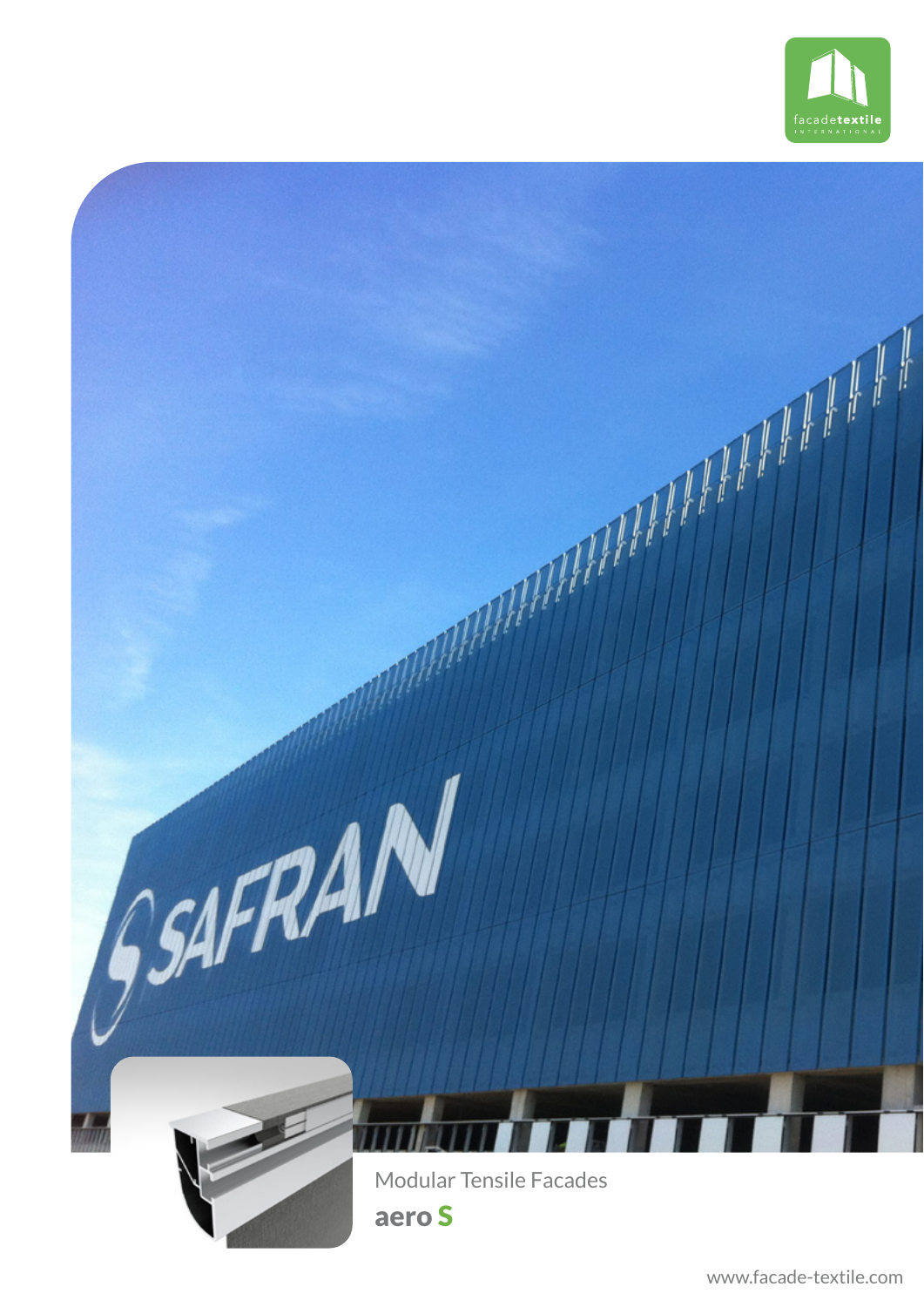Modular Tensile Facades

# aero S

www.facade-textile.com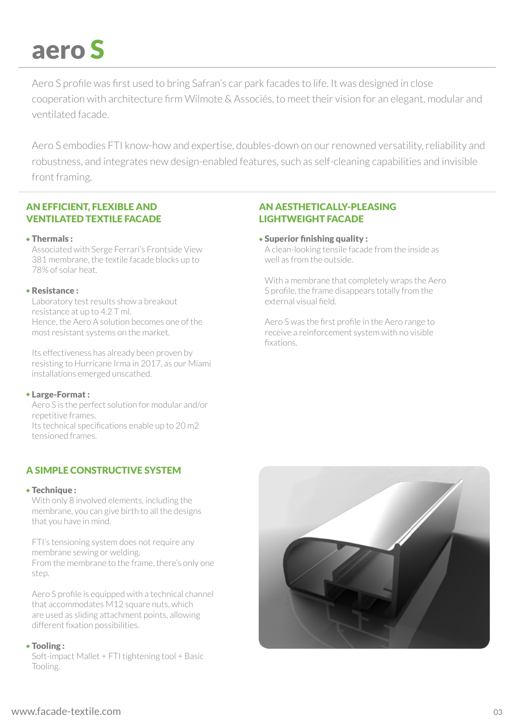# aero S

Aero S profile was first used to bring Safran's car park facades to life. It was designed in close cooperation with architecture firm Wilmote & Associés, to meet their vision for an elegant, modular and ventilated facade.

Aero S embodies FTI know-how and expertise, doubles-down on our renowned versatility, reliability and robustness, and integrates new design-enabled features, such as self-cleaning capabilities and invisible front framing.

## AN EFFICIENT, FLEXIBLE AND VENTILATED TEXTILE FACADE

- **Thermals :**
  Associated with Serge Ferrari's Frontside View 381 membrane, the textile facade blocks up to 78% of solar heat.

- **Resistance :**
  Laboratory test results show a breakout resistance at up to 4.2 T ml.
  Hence, the Aero A solution becomes one of the most resistant systems on the market.

  Its effectiveness has already been proven by resisting to Hurricane Irma in 2017, as our Miami installations emerged unscathed.

- **Large-Format :**
  Aero S is the perfect solution for modular and/or repetitive frames.
  Its technical specifications enable up to 20 m2 tensioned frames.

## A SIMPLE CONSTRUCTIVE SYSTEM

- **Technique :**
  With only 8 involved elements, including the membrane, you can give birth to all the designs that you have in mind.

  FTI's tensioning system does not require any membrane sewing or welding.
  From the membrane to the frame, there's only one step.

  Aero S profile is equipped with a technical channel that accommodates M12 square nuts, which are used as sliding attachment points, allowing different fixation possibilities.

- **Tooling :**
  Soft-impact Mallet + FTI tightening tool + Basic Tooling.

## AN AESTHETICALLY-PLEASING LIGHTWEIGHT FACADE

- **Superior finishing quality :**
  A clean-looking tensile facade from the inside as well as from the outside.

  With a membrane that completely wraps the Aero S profile, the frame disappears totally from the external visual field.

  Aero S was the first profile in the Aero range to receive a reinforcement system with no visible fixations.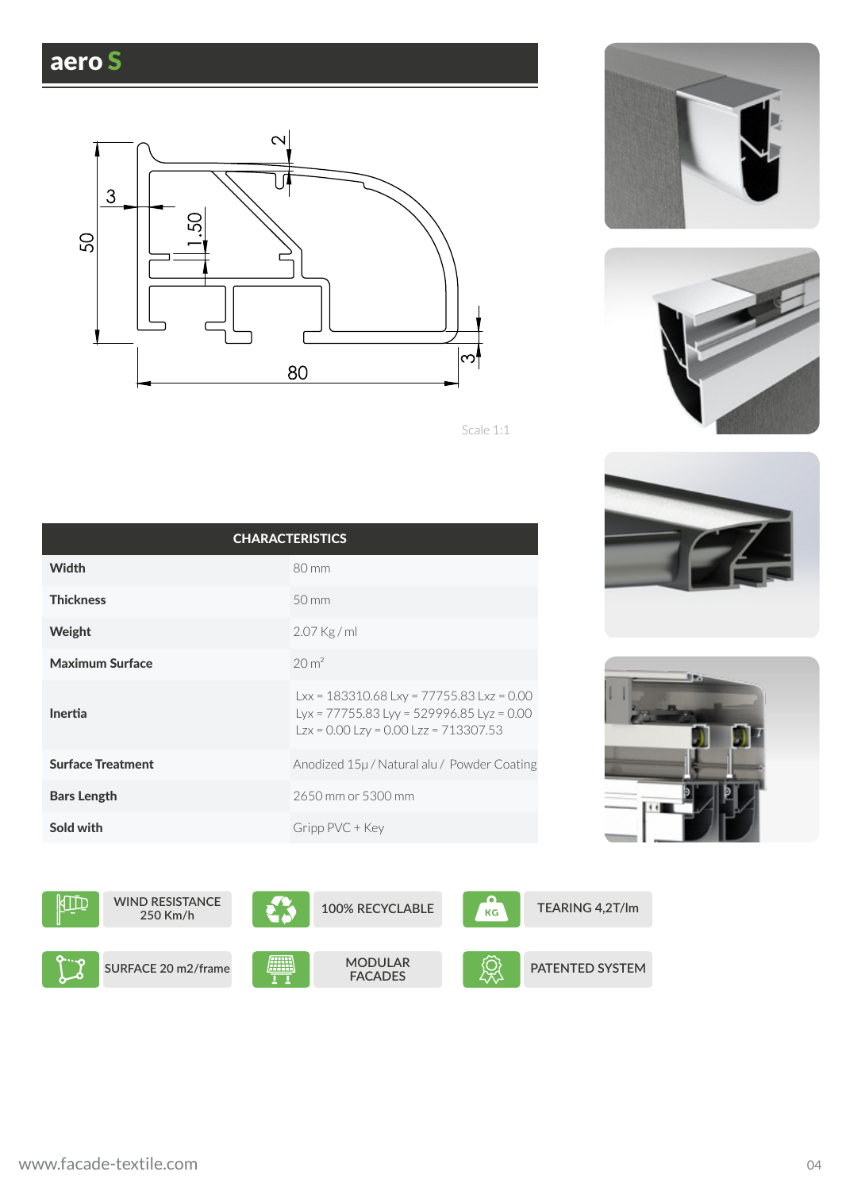# aero S

Scale 1:1

| CHARACTERISTICS | |
|---|---|
| **Width** | 80 mm |
| **Thickness** | 50 mm |
| **Weight** | 2.07 Kg / ml |
| **Maximum Surface** | 20 m² |
| **Inertia** | Lxx = 183310.68 Lxy = 77755.83 Lxz = 0.00<br>Lyx = 77755.83 Lyy = 529996.85 Lyz = 0.00<br>Lzx = 0.00 Lzy = 0.00 Lzz = 713307.53 |
| **Surface Treatment** | Anodized 15µ / Natural alu / Powder Coating |
| **Bars Length** | 2650 mm or 5300 mm |
| **Sold with** | Gripp PVC + Key |

- WIND RESISTANCE 250 Km/h
- 100% RECYCLABLE
- TEARING 4,2T/lm
- SURFACE 20 m2/frame
- MODULAR FACADES
- PATENTED SYSTEM

www.facade-textile.com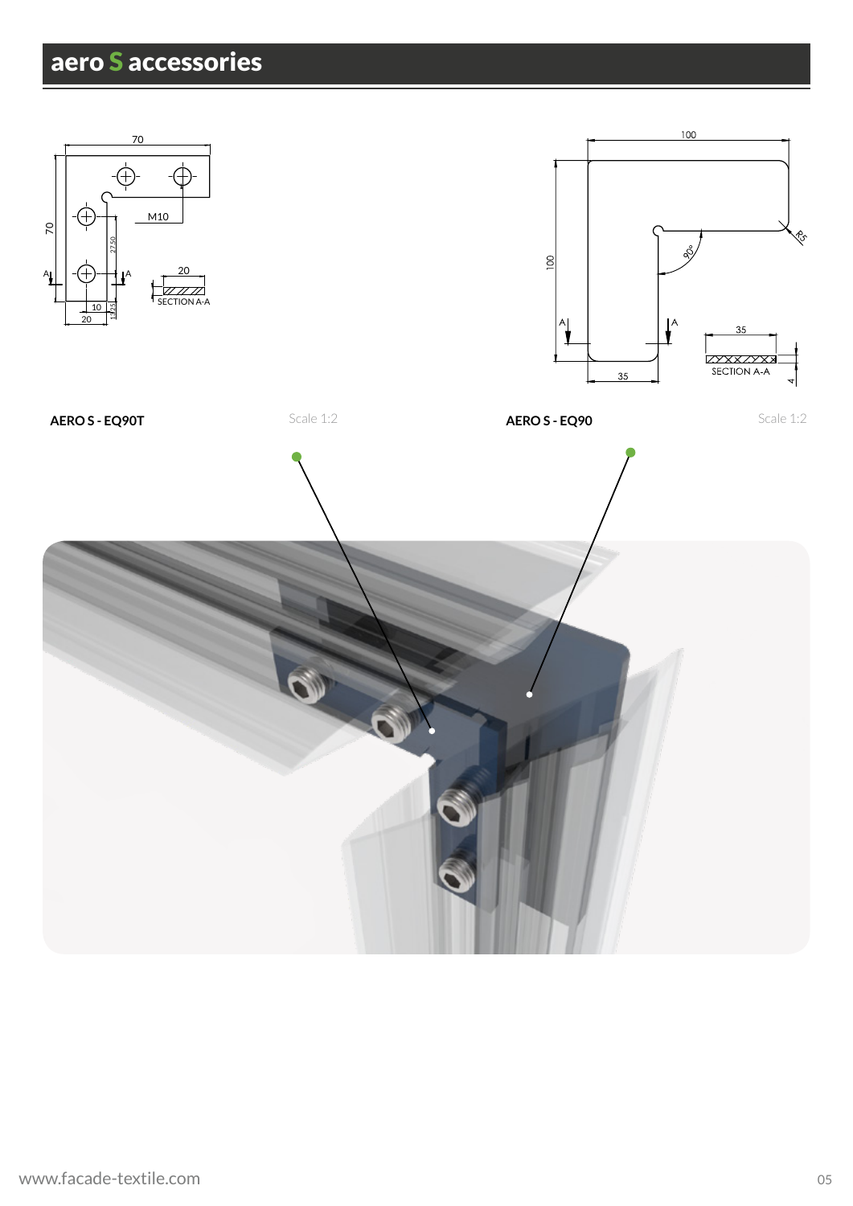# aero S accessories

**AERO S - EQ90T** Scale 1:2

**AERO S - EQ90** Scale 1:2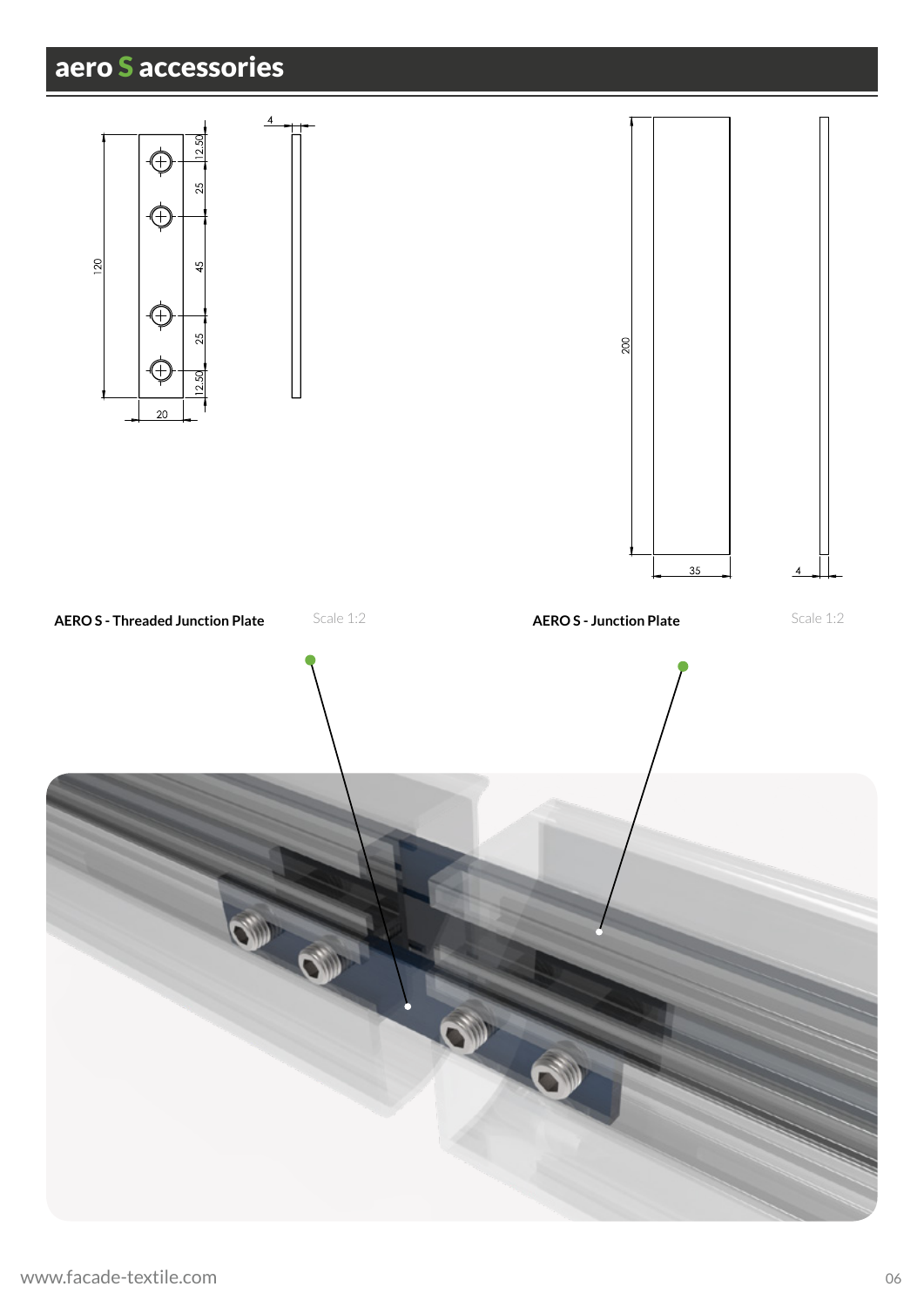# aero S accessories

120

12.50

25

45

25

12.50

20

4

200

35

4

**AERO S - Threaded Junction Plate** Scale 1:2

**AERO S - Junction Plate** Scale 1:2

www.facade-textile.com